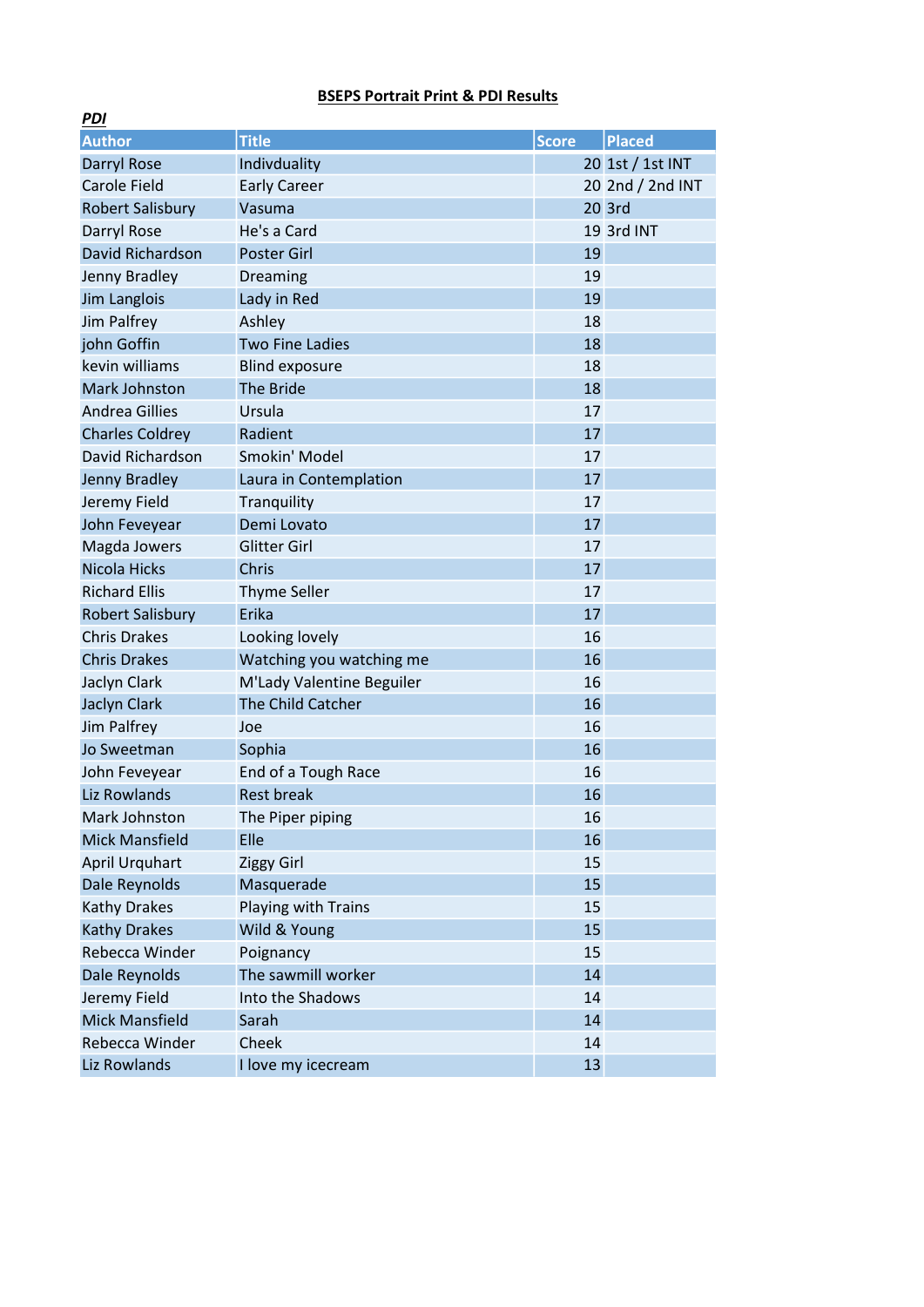**BSEPS Portrait Print & PDI Results**

***PDI***

| Author | Title | Score | Placed |
|---|---|---|---|
| Darryl Rose | Indivduality | 20 | 1st / 1st INT |
| Carole Field | Early Career | 20 | 2nd / 2nd INT |
| Robert Salisbury | Vasuma | 20 | 3rd |
| Darryl Rose | He's a Card | 19 | 3rd INT |
| David Richardson | Poster Girl | 19 | |
| Jenny Bradley | Dreaming | 19 | |
| Jim Langlois | Lady in Red | 19 | |
| Jim Palfrey | Ashley | 18 | |
| john Goffin | Two Fine Ladies | 18 | |
| kevin williams | Blind exposure | 18 | |
| Mark Johnston | The Bride | 18 | |
| Andrea Gillies | Ursula | 17 | |
| Charles Coldrey | Radient | 17 | |
| David Richardson | Smokin' Model | 17 | |
| Jenny Bradley | Laura in Contemplation | 17 | |
| Jeremy Field | Tranquility | 17 | |
| John Feveyear | Demi Lovato | 17 | |
| Magda Jowers | Glitter Girl | 17 | |
| Nicola Hicks | Chris | 17 | |
| Richard Ellis | Thyme Seller | 17 | |
| Robert Salisbury | Erika | 17 | |
| Chris Drakes | Looking lovely | 16 | |
| Chris Drakes | Watching you watching me | 16 | |
| Jaclyn Clark | M'Lady Valentine Beguiler | 16 | |
| Jaclyn Clark | The Child Catcher | 16 | |
| Jim Palfrey | Joe | 16 | |
| Jo Sweetman | Sophia | 16 | |
| John Feveyear | End of a Tough Race | 16 | |
| Liz Rowlands | Rest break | 16 | |
| Mark Johnston | The Piper piping | 16 | |
| Mick Mansfield | Elle | 16 | |
| April Urquhart | Ziggy Girl | 15 | |
| Dale Reynolds | Masquerade | 15 | |
| Kathy Drakes | Playing with Trains | 15 | |
| Kathy Drakes | Wild & Young | 15 | |
| Rebecca Winder | Poignancy | 15 | |
| Dale Reynolds | The sawmill worker | 14 | |
| Jeremy Field | Into the Shadows | 14 | |
| Mick Mansfield | Sarah | 14 | |
| Rebecca Winder | Cheek | 14 | |
| Liz Rowlands | I love my icecream | 13 | |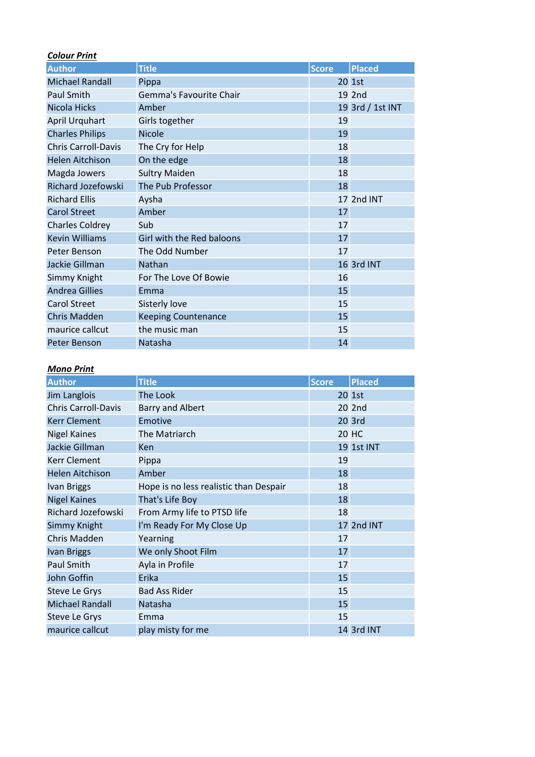***Colour Print***

| Author | Title | Score | Placed |
|---|---|---|---|
| Michael Randall | Pippa | 20 | 1st |
| Paul Smith | Gemma's Favourite Chair | 19 | 2nd |
| Nicola Hicks | Amber | 19 | 3rd / 1st INT |
| April Urquhart | Girls together | 19 | |
| Charles Philips | Nicole | 19 | |
| Chris Carroll-Davis | The Cry for Help | 18 | |
| Helen Aitchison | On the edge | 18 | |
| Magda Jowers | Sultry Maiden | 18 | |
| Richard Jozefowski | The Pub Professor | 18 | |
| Richard Ellis | Aysha | 17 | 2nd INT |
| Carol Street | Amber | 17 | |
| Charles Coldrey | Sub | 17 | |
| Kevin Williams | Girl with the Red baloons | 17 | |
| Peter Benson | The Odd Number | 17 | |
| Jackie Gillman | Nathan | 16 | 3rd INT |
| Simmy Knight | For The Love Of Bowie | 16 | |
| Andrea Gillies | Emma | 15 | |
| Carol Street | Sisterly love | 15 | |
| Chris Madden | Keeping Countenance | 15 | |
| maurice callcut | the music man | 15 | |
| Peter Benson | Natasha | 14 | |

***Mono Print***

| Author | Title | Score | Placed |
|---|---|---|---|
| Jim Langlois | The Look | 20 | 1st |
| Chris Carroll-Davis | Barry and Albert | 20 | 2nd |
| Kerr Clement | Emotive | 20 | 3rd |
| Nigel Kaines | The Matriarch | 20 | HC |
| Jackie Gillman | Ken | 19 | 1st INT |
| Kerr Clement | Pippa | 19 | |
| Helen Aitchison | Amber | 18 | |
| Ivan Briggs | Hope is no less realistic than Despair | 18 | |
| Nigel Kaines | That's Life Boy | 18 | |
| Richard Jozefowski | From Army life to PTSD life | 18 | |
| Simmy Knight | I'm Ready For My Close Up | 17 | 2nd INT |
| Chris Madden | Yearning | 17 | |
| Ivan Briggs | We only Shoot Film | 17 | |
| Paul Smith | Ayla in Profile | 17 | |
| John Goffin | Erika | 15 | |
| Steve Le Grys | Bad Ass Rider | 15 | |
| Michael Randall | Natasha | 15 | |
| Steve Le Grys | Emma | 15 | |
| maurice callcut | play misty for me | 14 | 3rd INT |